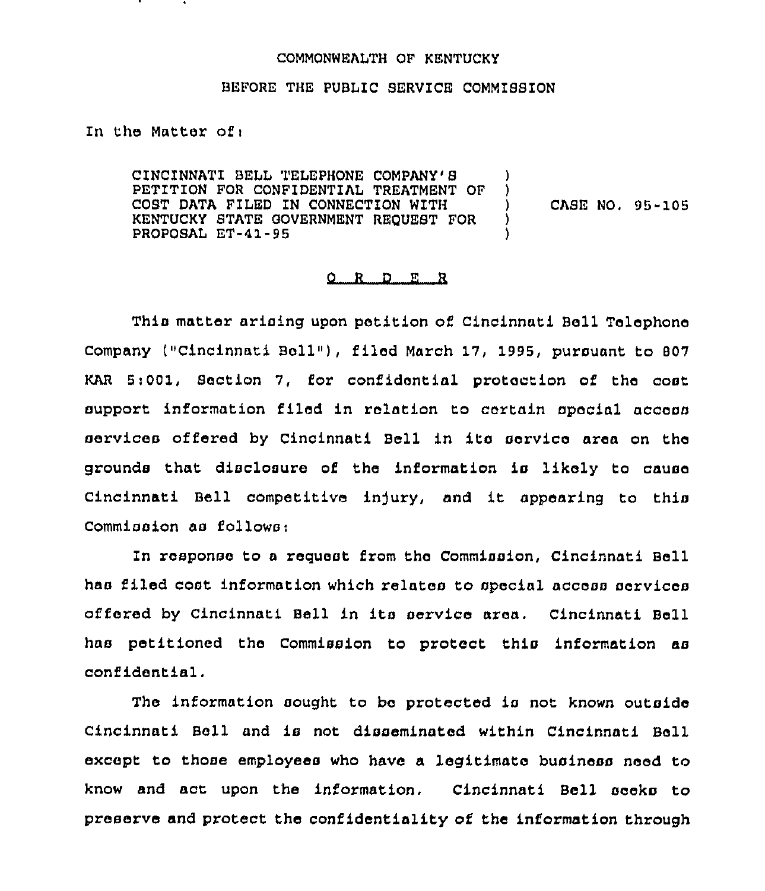COMMONWEALTH OF KENTUCKY

BEFORE THE PUBLIC SERVICE COMMISSION

In the Matter of:

| | | |
|---|---|---|
| CINCINNATI BELL TELEPHONE COMPANY'S PETITION FOR CONFIDENTIAL TREATMENT OF COST DATA FILED IN CONNECTION WITH KENTUCKY STATE GOVERNMENT REQUEST FOR PROPOSAL ET-41-95 | ) ) ) ) ) | CASE NO. 95-105 |

O R D E R

This matter arising upon petition of Cincinnati Bell Telephone Company ("Cincinnati Bell"), filed March 17, 1995, pursuant to 807 KAR 5:001, Section 7, for confidential protection of the cost support information filed in relation to certain special access services offered by Cincinnati Bell in its service area on the grounds that disclosure of the information is likely to cause Cincinnati Bell competitive injury, and it appearing to this Commission as follows:

In response to a request from the Commission, Cincinnati Bell has filed cost information which relates to special access services offered by Cincinnati Bell in its service area. Cincinnati Bell has petitioned the Commission to protect this information as confidential.

The information sought to be protected is not known outside Cincinnati Bell and is not disseminated within Cincinnati Bell except to those employees who have a legitimate business need to know and act upon the information. Cincinnati Bell seeks to preserve and protect the confidentiality of the information through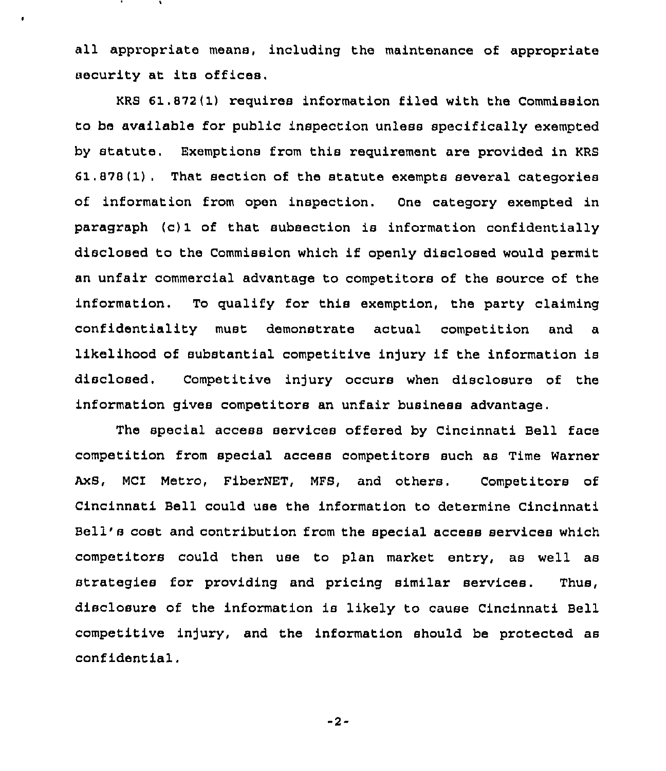all appropriate means, including the maintenance of appropriate security at its offices.

KRS 61.872(1) requires information filed with the Commission to be available for public inspection unless specifically exempted by statute. Exemptions from this requirement are provided in KRS 61.878(1). That section of the statute exempts several categories of information from open inspection. One category exempted in paragraph (c)1 of that subsection is information confidentially disclosed to the Commission which if openly disclosed would permit an unfair commercial advantage to competitors of the source of the information. To qualify for this exemption, the party claiming confidentiality must demonstrate actual competition and a likelihood of substantial competitive injury if the information is disclosed. Competitive injury occurs when disclosure of the information gives competitors an unfair business advantage.

The special access services offered by Cincinnati Bell face competition from special access competitors such as Time Warner AxS, MCI Metro, FiberNET, MFS, and others. Competitors of Cincinnati Bell could use the information to determine Cincinnati Bell's cost and contribution from the special access services which competitors could then use to plan market entry, as well as strategies for providing and pricing similar services. Thus, disclosure of the information is likely to cause Cincinnati Bell competitive injury, and the information should be protected as confidential.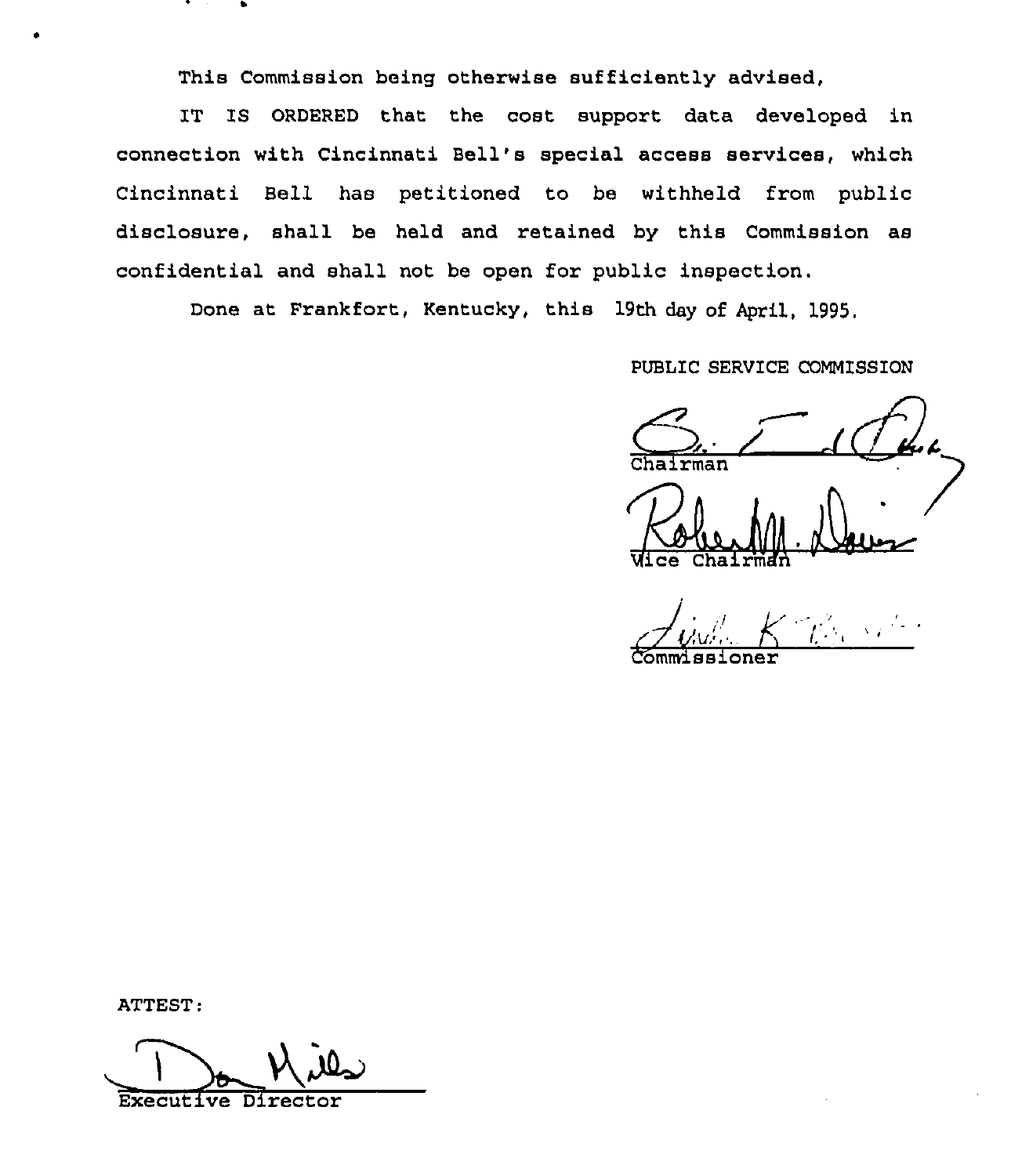This Commission being otherwise sufficiently advised,

IT IS ORDERED that the cost support data developed in connection with Cincinnati Bell's special access services, which Cincinnati Bell has petitioned to be withheld from public disclosure, shall be held and retained by this Commission as confidential and shall not be open for public inspection.

Done at Frankfort, Kentucky, this 19th day of April, 1995.

PUBLIC SERVICE COMMISSION

Chairman

Vice Chairman

Commissioner

ATTEST:

Executive Director